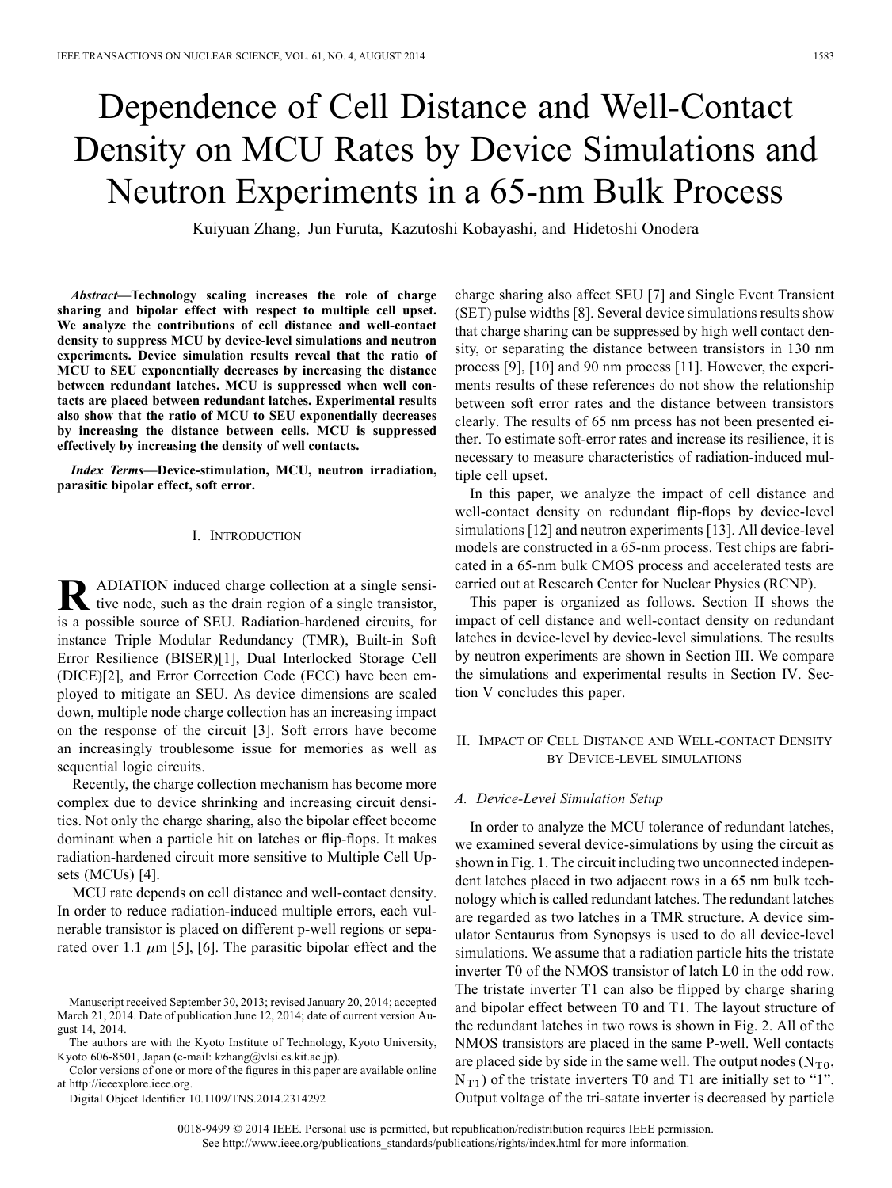# Dependence of Cell Distance and Well-Contact Density on MCU Rates by Device Simulations and Neutron Experiments in a 65-nm Bulk Process

Kuiyuan Zhang, Jun Furuta, Kazutoshi Kobayashi, and Hidetoshi Onodera

***Abstract*—Technology scaling increases the role of charge sharing and bipolar effect with respect to multiple cell upset. We analyze the contributions of cell distance and well-contact density to suppress MCU by device-level simulations and neutron experiments. Device simulation results reveal that the ratio of MCU to SEU exponentially decreases by increasing the distance between redundant latches. MCU is suppressed when well contacts are placed between redundant latches. Experimental results also show that the ratio of MCU to SEU exponentially decreases by increasing the distance between cells. MCU is suppressed effectively by increasing the density of well contacts.**

***Index Terms*—Device-stimulation, MCU, neutron irradiation, parasitic bipolar effect, soft error.**

## I. Introduction

RADIATION induced charge collection at a single sensitive node, such as the drain region of a single transistor, is a possible source of SEU. Radiation-hardened circuits, for instance Triple Modular Redundancy (TMR), Built-in Soft Error Resilience (BISER)[1], Dual Interlocked Storage Cell (DICE)[2], and Error Correction Code (ECC) have been employed to mitigate an SEU. As device dimensions are scaled down, multiple node charge collection has an increasing impact on the response of the circuit [3]. Soft errors have become an increasingly troublesome issue for memories as well as sequential logic circuits.

Recently, the charge collection mechanism has become more complex due to device shrinking and increasing circuit densities. Not only the charge sharing, also the bipolar effect become dominant when a particle hit on latches or flip-flops. It makes radiation-hardened circuit more sensitive to Multiple Cell Upsets (MCUs) [4].

MCU rate depends on cell distance and well-contact density. In order to reduce radiation-induced multiple errors, each vulnerable transistor is placed on different p-well regions or separated over 1.1 $\mu$m [5], [6]. The parasitic bipolar effect and the charge sharing also affect SEU [7] and Single Event Transient (SET) pulse widths [8]. Several device simulations results show that charge sharing can be suppressed by high well contact density, or separating the distance between transistors in 130 nm process [9], [10] and 90 nm process [11]. However, the experiments results of these references do not show the relationship between soft error rates and the distance between transistors clearly. The results of 65 nm prcess has not been presented either. To estimate soft-error rates and increase its resilience, it is necessary to measure characteristics of radiation-induced multiple cell upset.

In this paper, we analyze the impact of cell distance and well-contact density on redundant flip-flops by device-level simulations [12] and neutron experiments [13]. All device-level models are constructed in a 65-nm process. Test chips are fabricated in a 65-nm bulk CMOS process and accelerated tests are carried out at Research Center for Nuclear Physics (RCNP).

This paper is organized as follows. Section II shows the impact of cell distance and well-contact density on redundant latches in device-level by device-level simulations. The results by neutron experiments are shown in Section III. We compare the simulations and experimental results in Section IV. Section V concludes this paper.

## II. Impact of Cell Distance and Well-contact Density by Device-level simulations

### A. Device-Level Simulation Setup

In order to analyze the MCU tolerance of redundant latches, we examined several device-simulations by using the circuit as shown in Fig. 1. The circuit including two unconnected independent latches placed in two adjacent rows in a 65 nm bulk technology which is called redundant latches. The redundant latches are regarded as two latches in a TMR structure. A device simulator Sentaurus from Synopsys is used to do all device-level simulations. We assume that a radiation particle hits the tristate inverter T0 of the NMOS transistor of latch L0 in the odd row. The tristate inverter T1 can also be flipped by charge sharing and bipolar effect between T0 and T1. The layout structure of the redundant latches in two rows is shown in Fig. 2. All of the NMOS transistors are placed in the same P-well. Well contacts are placed side by side in the same well. The output nodes ($N_{T0}$, $N_{T1}$) of the tristate inverters T0 and T1 are initially set to "1". Output voltage of the tri-satate inverter is decreased by particle

---

Manuscript received September 30, 2013; revised January 20, 2014; accepted March 21, 2014. Date of publication June 12, 2014; date of current version August 14, 2014.

The authors are with the Kyoto Institute of Technology, Kyoto University, Kyoto 606-8501, Japan (e-mail: kzhang@vlsi.es.kit.ac.jp).

Color versions of one or more of the figures in this paper are available online at http://ieeexplore.ieee.org.

Digital Object Identifier 10.1109/TNS.2014.2314292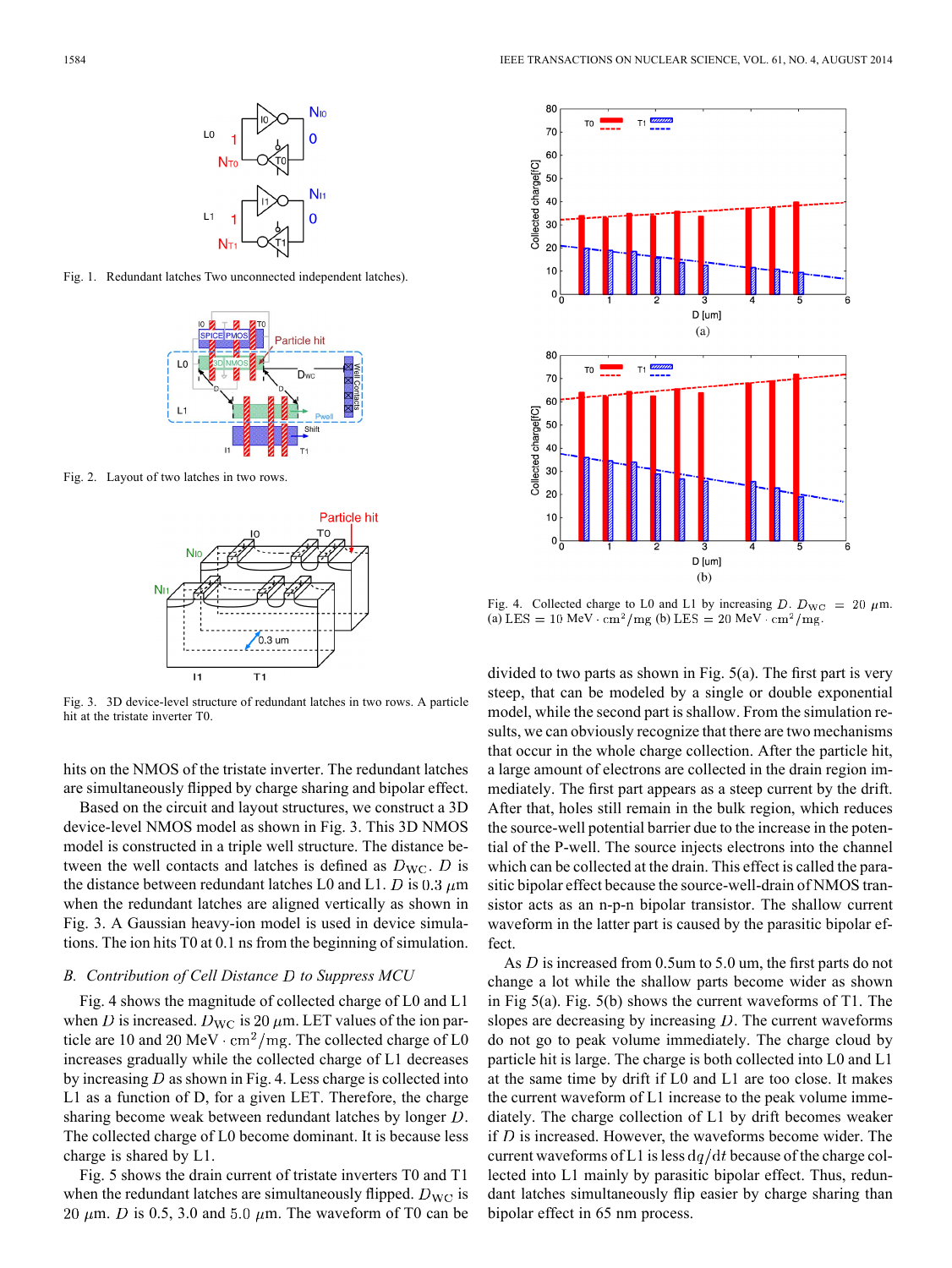Fig. 1. Redundant latches Two unconnected independent latches).

Fig. 2. Layout of two latches in two rows.

Fig. 3. 3D device-level structure of redundant latches in two rows. A particle hit at the tristate inverter T0.

hits on the NMOS of the tristate inverter. The redundant latches are simultaneously flipped by charge sharing and bipolar effect.

Based on the circuit and layout structures, we construct a 3D device-level NMOS model as shown in Fig. 3. This 3D NMOS model is constructed in a triple well structure. The distance between the well contacts and latches is defined as $D_{\mathrm{WC}}$. $D$ is the distance between redundant latches L0 and L1. $D$ is $0.3\ \mu$m when the redundant latches are aligned vertically as shown in Fig. 3. A Gaussian heavy-ion model is used in device simulations. The ion hits T0 at 0.1 ns from the beginning of simulation.

### *B. Contribution of Cell Distance $D$ to Suppress MCU*

Fig. 4 shows the magnitude of collected charge of L0 and L1 when $D$ is increased. $D_{\mathrm{WC}}$ is $20\ \mu$m. LET values of the ion particle are 10 and 20 $\mathrm{MeV}\cdot\mathrm{cm}^2/\mathrm{mg}$. The collected charge of L0 increases gradually while the collected charge of L1 decreases by increasing $D$ as shown in Fig. 4. Less charge is collected into L1 as a function of D, for a given LET. Therefore, the charge sharing become weak between redundant latches by longer $D$. The collected charge of L0 become dominant. It is because less charge is shared by L1.

Fig. 5 shows the drain current of tristate inverters T0 and T1 when the redundant latches are simultaneously flipped. $D_{\mathrm{WC}}$ is $20\ \mu$m. $D$ is 0.5, 3.0 and $5.0\ \mu$m. The waveform of T0 can be divided to two parts as shown in Fig. 5(a). The first part is very steep, that can be modeled by a single or double exponential model, while the second part is shallow. From the simulation results, we can obviously recognize that there are two mechanisms that occur in the whole charge collection. After the particle hit, a large amount of electrons are collected in the drain region immediately. The first part appears as a steep current by the drift. After that, holes still remain in the bulk region, which reduces the source-well potential barrier due to the increase in the potential of the P-well. The source injects electrons into the channel which can be collected at the drain. This effect is called the parasitic bipolar effect because the source-well-drain of NMOS transistor acts as an n-p-n bipolar transistor. The shallow current waveform in the latter part is caused by the parasitic bipolar effect.

Fig. 4. Collected charge to L0 and L1 by increasing $D$. $D_{\mathrm{WC}} = 20\ \mu$m. (a) LES $= 10\ \mathrm{MeV}\cdot\mathrm{cm}^2/\mathrm{mg}$ (b) LES $= 20\ \mathrm{MeV}\cdot\mathrm{cm}^2/\mathrm{mg}$.

As $D$ is increased from 0.5um to 5.0 um, the first parts do not change a lot while the shallow parts become wider as shown in Fig 5(a). Fig. 5(b) shows the current waveforms of T1. The slopes are decreasing by increasing $D$. The current waveforms do not go to peak volume immediately. The charge cloud by particle hit is large. The charge is both collected into L0 and L1 at the same time by drift if L0 and L1 are too close. It makes the current waveform of L1 increase to the peak volume immediately. The charge collection of L1 by drift becomes weaker if $D$ is increased. However, the waveforms become wider. The current waveforms of L1 is less $\mathrm{d}q/\mathrm{d}t$ because of the charge collected into L1 mainly by parasitic bipolar effect. Thus, redundant latches simultaneously flip easier by charge sharing than bipolar effect in 65 nm process.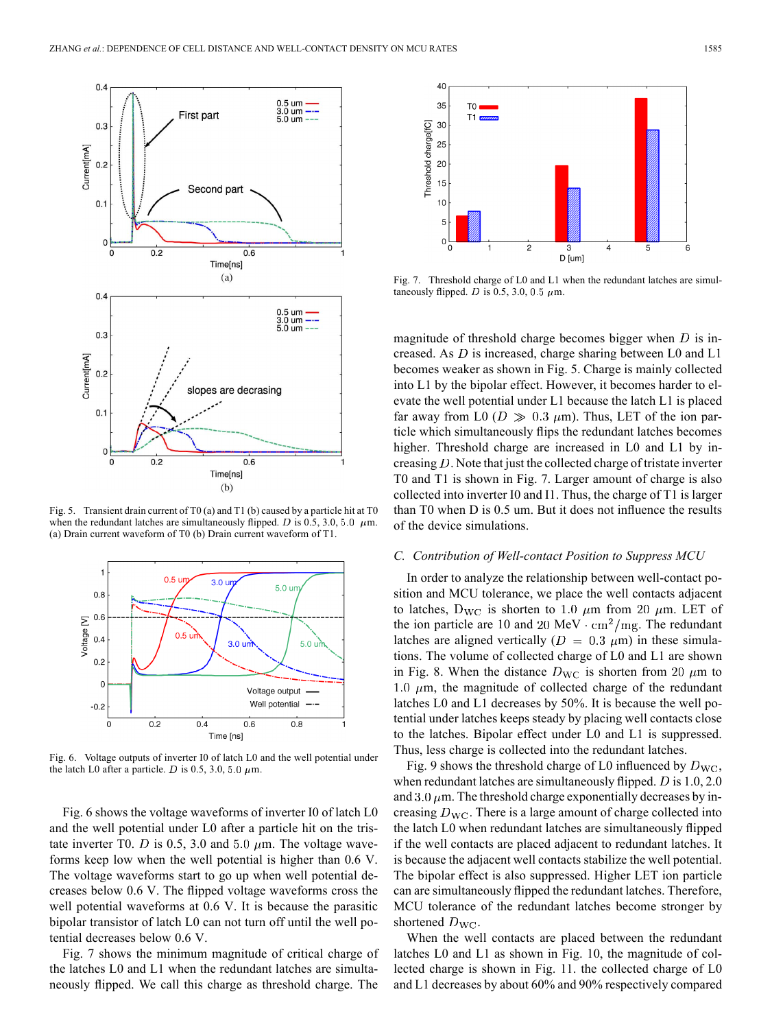Fig. 5. Transient drain current of T0 (a) and T1 (b) caused by a particle hit at T0 when the redundant latches are simultaneously flipped. $D$ is 0.5, 3.0, 5.0 $\mu$m. (a) Drain current waveform of T0 (b) Drain current waveform of T1.

Fig. 6. Voltage outputs of inverter I0 of latch L0 and the well potential under the latch L0 after a particle. $D$ is 0.5, 3.0, 5.0 $\mu$m.

Fig. 6 shows the voltage waveforms of inverter I0 of latch L0 and the well potential under L0 after a particle hit on the tristate inverter T0. $D$ is 0.5, 3.0 and 5.0 $\mu$m. The voltage waveforms keep low when the well potential is higher than 0.6 V. The voltage waveforms start to go up when well potential decreases below 0.6 V. The flipped voltage waveforms cross the well potential waveforms at 0.6 V. It is because the parasitic bipolar transistor of latch L0 can not turn off until the well potential decreases below 0.6 V.

Fig. 7 shows the minimum magnitude of critical charge of the latches L0 and L1 when the redundant latches are simultaneously flipped. We call this charge as threshold charge. The magnitude of threshold charge becomes bigger when $D$ is increased. As $D$ is increased, charge sharing between L0 and L1 becomes weaker as shown in Fig. 5. Charge is mainly collected into L1 by the bipolar effect. However, it becomes harder to elevate the well potential under L1 because the latch L1 is placed far away from L0 ($D \gg 0.3$ $\mu$m). Thus, LET of the ion particle which simultaneously flips the redundant latches becomes higher. Threshold charge are increased in L0 and L1 by increasing $D$. Note that just the collected charge of tristate inverter T0 and T1 is shown in Fig. 7. Larger amount of charge is also collected into inverter I0 and I1. Thus, the charge of T1 is larger than T0 when D is 0.5 um. But it does not influence the results of the device simulations.

Fig. 7. Threshold charge of L0 and L1 when the redundant latches are simultaneously flipped. $D$ is 0.5, 3.0, 0.5 $\mu$m.

### C. *Contribution of Well-contact Position to Suppress MCU*

In order to analyze the relationship between well-contact position and MCU tolerance, we place the well contacts adjacent to latches, $D_{WC}$ is shorten to 1.0 $\mu$m from 20 $\mu$m. LET of the ion particle are 10 and 20 MeV $\cdot$ cm$^2$/mg. The redundant latches are aligned vertically ($D = 0.3$ $\mu$m) in these simulations. The volume of collected charge of L0 and L1 are shown in Fig. 8. When the distance $D_{WC}$ is shorten from 20 $\mu$m to 1.0 $\mu$m, the magnitude of collected charge of the redundant latches L0 and L1 decreases by 50%. It is because the well potential under latches keeps steady by placing well contacts close to the latches. Bipolar effect under L0 and L1 is suppressed. Thus, less charge is collected into the redundant latches.

Fig. 9 shows the threshold charge of L0 influenced by $D_{WC}$, when redundant latches are simultaneously flipped. $D$ is 1.0, 2.0 and 3.0 $\mu$m. The threshold charge exponentially decreases by increasing $D_{WC}$. There is a large amount of charge collected into the latch L0 when redundant latches are simultaneously flipped if the well contacts are placed adjacent to redundant latches. It is because the adjacent well contacts stabilize the well potential. The bipolar effect is also suppressed. Higher LET ion particle can are simultaneously flipped the redundant latches. Therefore, MCU tolerance of the redundant latches become stronger by shortened $D_{WC}$.

When the well contacts are placed between the redundant latches L0 and L1 as shown in Fig. 10, the magnitude of collected charge is shown in Fig. 11. the collected charge of L0 and L1 decreases by about 60% and 90% respectively compared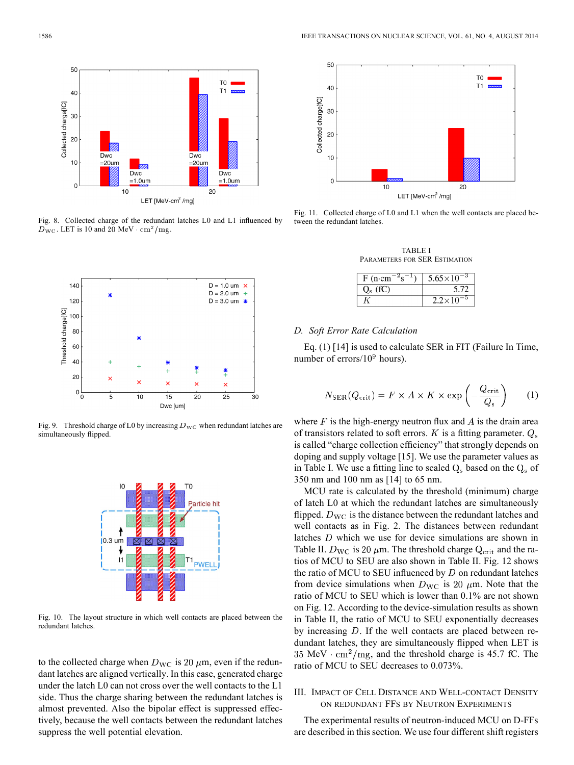Fig. 8. Collected charge of the redundant latches L0 and L1 influenced by $D_{\rm WC}$. LET is 10 and 20 MeV $\cdot$ cm$^2$/mg.

Fig. 9. Threshold charge of L0 by increasing $D_{\rm WC}$ when redundant latches are simultaneously flipped.

Fig. 10. The layout structure in which well contacts are placed between the redundant latches.

to the collected charge when $D_{\rm WC}$ is 20 $\mu$m, even if the redundant latches are aligned vertically. In this case, generated charge under the latch L0 can not cross over the well contacts to the L1 side. Thus the charge sharing between the redundant latches is almost prevented. Also the bipolar effect is suppressed effectively, because the well contacts between the redundant latches suppress the well potential elevation.

Fig. 11. Collected charge of L0 and L1 when the well contacts are placed between the redundant latches.

TABLE I
PARAMETERS FOR SER ESTIMATION

| | |
|---|---|
| F (n$\cdot$cm$^{-2}$s$^{-1}$) | 5.65$\times$10$^{-3}$ |
| Q$_s$ (fC) | 5.72 |
| $K$ | 2.2$\times$10$^{-5}$ |

### D. Soft Error Rate Calculation

Eq. (1) [14] is used to calculate SER in FIT (Failure In Time, number of errors/10$^9$ hours).

$$N_{\rm SER}(Q_{\rm crit}) = F \times A \times K \times \exp\left(-\frac{Q_{\rm crit}}{Q_{\rm s}}\right) \quad (1)$$

where $F$ is the high-energy neutron flux and $A$ is the drain area of transistors related to soft errors. $K$ is a fitting parameter. $Q_{\rm s}$ is called "charge collection efficiency" that strongly depends on doping and supply voltage [15]. We use the parameter values as in Table I. We use a fitting line to scaled Q$_s$ based on the Q$_s$ of 350 nm and 100 nm as [14] to 65 nm.

MCU rate is calculated by the threshold (minimum) charge of latch L0 at which the redundant latches are simultaneously flipped. $D_{\rm WC}$ is the distance between the redundant latches and well contacts as in Fig. 2. The distances between redundant latches $D$ which we use for device simulations are shown in Table II. $D_{\rm WC}$ is 20 $\mu$m. The threshold charge Q$_{\rm crit}$ and the ratios of MCU to SEU are also shown in Table II. Fig. 12 shows the ratio of MCU to SEU influenced by $D$ on redundant latches from device simulations when $D_{\rm WC}$ is 20 $\mu$m. Note that the ratio of MCU to SEU which is lower than 0.1% are not shown on Fig. 12. According to the device-simulation results as shown in Table II, the ratio of MCU to SEU exponentially decreases by increasing $D$. If the well contacts are placed between redundant latches, they are simultaneously flipped when LET is 35 MeV $\cdot$ cm$^2$/mg, and the threshold charge is 45.7 fC. The ratio of MCU to SEU decreases to 0.073%.

## III. IMPACT OF CELL DISTANCE AND WELL-CONTACT DENSITY ON REDUNDANT FFS BY NEUTRON EXPERIMENTS

The experimental results of neutron-induced MCU on D-FFs are described in this section. We use four different shift registers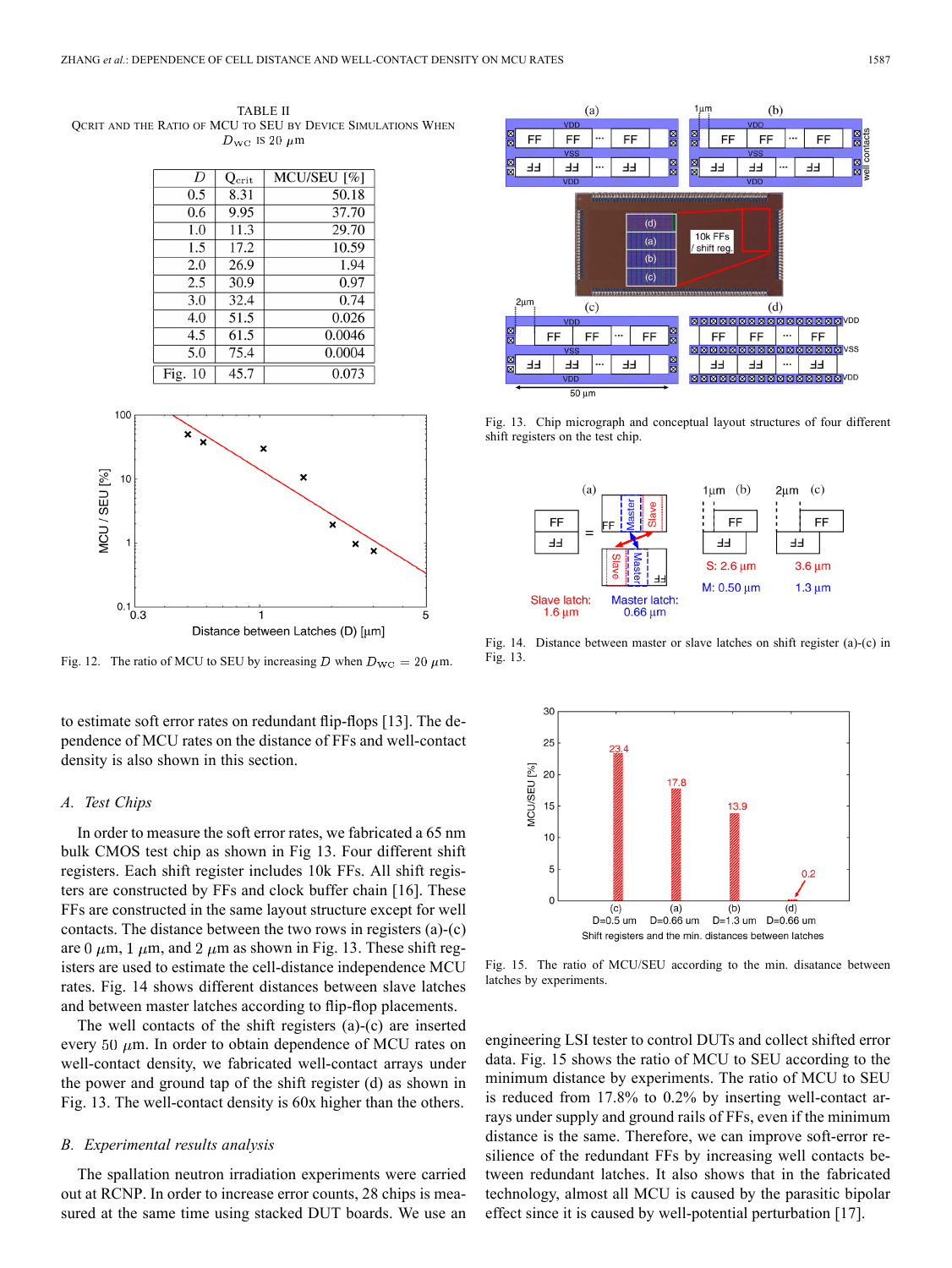TABLE II
QCRIT AND THE RATIO OF MCU TO SEU BY DEVICE SIMULATIONS WHEN $D_{WC}$ IS 20 $\mu$m

| $D$ | $Q_{crit}$ | MCU/SEU [%] |
|---|---|---|
| 0.5 | 8.31 | 50.18 |
| 0.6 | 9.95 | 37.70 |
| 1.0 | 11.3 | 29.70 |
| 1.5 | 17.2 | 10.59 |
| 2.0 | 26.9 | 1.94 |
| 2.5 | 30.9 | 0.97 |
| 3.0 | 32.4 | 0.74 |
| 4.0 | 51.5 | 0.026 |
| 4.5 | 61.5 | 0.0046 |
| 5.0 | 75.4 | 0.0004 |
| Fig. 10 | 45.7 | 0.073 |

Fig. 12. The ratio of MCU to SEU by increasing $D$ when $D_{WC} = 20$ $\mu$m.

to estimate soft error rates on redundant flip-flops [13]. The dependence of MCU rates on the distance of FFs and well-contact density is also shown in this section.

### *A. Test Chips*

In order to measure the soft error rates, we fabricated a 65 nm bulk CMOS test chip as shown in Fig 13. Four different shift registers. Each shift register includes 10k FFs. All shift registers are constructed by FFs and clock buffer chain [16]. These FFs are constructed in the same layout structure except for well contacts. The distance between the two rows in registers (a)-(c) are 0 $\mu$m, 1 $\mu$m, and 2 $\mu$m as shown in Fig. 13. These shift registers are used to estimate the cell-distance independence MCU rates. Fig. 14 shows different distances between slave latches and between master latches according to flip-flop placements.

The well contacts of the shift registers (a)-(c) are inserted every 50 $\mu$m. In order to obtain dependence of MCU rates on well-contact density, we fabricated well-contact arrays under the power and ground tap of the shift register (d) as shown in Fig. 13. The well-contact density is 60x higher than the others.

### *B. Experimental results analysis*

The spallation neutron irradiation experiments were carried out at RCNP. In order to increase error counts, 28 chips is measured at the same time using stacked DUT boards. We use an engineering LSI tester to control DUTs and collect shifted error data. Fig. 15 shows the ratio of MCU to SEU according to the minimum distance by experiments. The ratio of MCU to SEU is reduced from 17.8% to 0.2% by inserting well-contact arrays under supply and ground rails of FFs, even if the minimum distance is the same. Therefore, we can improve soft-error resilience of the redundant FFs by increasing well contacts between redundant latches. It also shows that in the fabricated technology, almost all MCU is caused by the parasitic bipolar effect since it is caused by well-potential perturbation [17].

Fig. 13. Chip micrograph and conceptual layout structures of four different shift registers on the test chip.

Fig. 14. Distance between master or slave latches on shift register (a)-(c) in Fig. 13.

Fig. 15. The ratio of MCU/SEU according to the min. disatance between latches by experiments.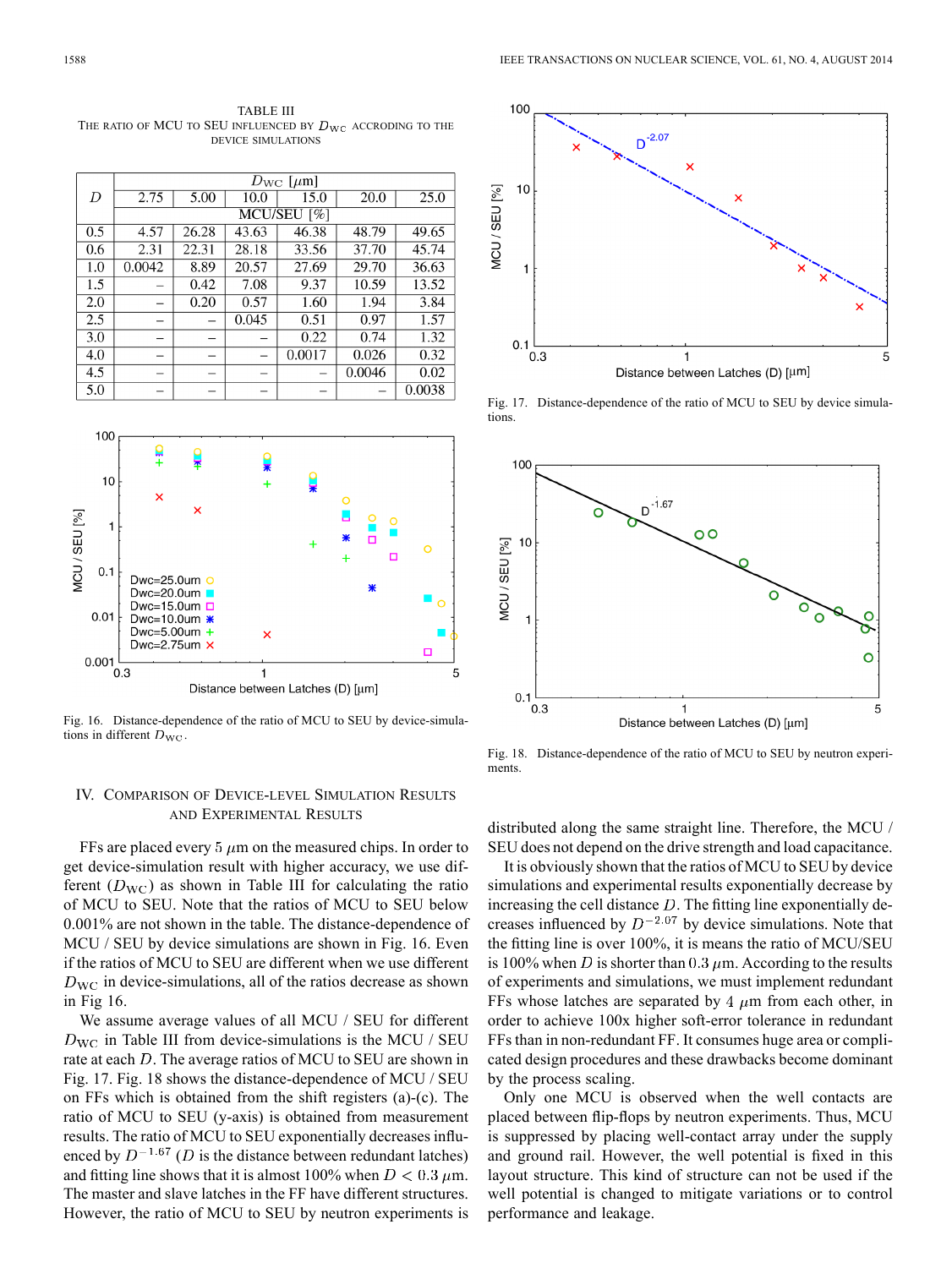TABLE III
THE RATIO OF MCU TO SEU INFLUENCED BY $D_{\mathrm{WC}}$ ACCRODING TO THE DEVICE SIMULATIONS

| $D$ | $D_{\mathrm{WC}}$ [$\mu$m] | | | | | |
|---|---|---|---|---|---|---|
| | 2.75 | 5.00 | 10.0 | 15.0 | 20.0 | 25.0 |
| | MCU/SEU [%] | | | | | |
| 0.5 | 4.57 | 26.28 | 43.63 | 46.38 | 48.79 | 49.65 |
| 0.6 | 2.31 | 22.31 | 28.18 | 33.56 | 37.70 | 45.74 |
| 1.0 | 0.0042 | 8.89 | 20.57 | 27.69 | 29.70 | 36.63 |
| 1.5 | – | 0.42 | 7.08 | 9.37 | 10.59 | 13.52 |
| 2.0 | – | 0.20 | 0.57 | 1.60 | 1.94 | 3.84 |
| 2.5 | – | – | 0.045 | 0.51 | 0.97 | 1.57 |
| 3.0 | – | – | – | 0.22 | 0.74 | 1.32 |
| 4.0 | – | – | – | 0.0017 | 0.026 | 0.32 |
| 4.5 | – | – | – | – | 0.0046 | 0.02 |
| 5.0 | – | – | – | – | – | 0.0038 |

Fig. 16. Distance-dependence of the ratio of MCU to SEU by device-simulations in different $D_{\mathrm{WC}}$.

## IV. Comparison of Device-Level Simulation Results and Experimental Results

FFs are placed every $5\ \mu$m on the measured chips. In order to get device-simulation result with higher accuracy, we use different ($D_{\mathrm{WC}}$) as shown in Table III for calculating the ratio of MCU to SEU. Note that the ratios of MCU to SEU below 0.001% are not shown in the table. The distance-dependence of MCU / SEU by device simulations are shown in Fig. 16. Even if the ratios of MCU to SEU are different when we use different $D_{\mathrm{WC}}$ in device-simulations, all of the ratios decrease as shown in Fig 16.

We assume average values of all MCU / SEU for different $D_{\mathrm{WC}}$ in Table III from device-simulations is the MCU / SEU rate at each $D$. The average ratios of MCU to SEU are shown in Fig. 17. Fig. 18 shows the distance-dependence of MCU / SEU on FFs which is obtained from the shift registers (a)-(c). The ratio of MCU to SEU (y-axis) is obtained from measurement results. The ratio of MCU to SEU exponentially decreases influenced by $D^{-1.67}$ ($D$ is the distance between redundant latches) and fitting line shows that it is almost 100% when $D < 0.3\ \mu$m. The master and slave latches in the FF have different structures. However, the ratio of MCU to SEU by neutron experiments is distributed along the same straight line. Therefore, the MCU / SEU does not depend on the drive strength and load capacitance.

Fig. 17. Distance-dependence of the ratio of MCU to SEU by device simulations.

Fig. 18. Distance-dependence of the ratio of MCU to SEU by neutron experiments.

It is obviously shown that the ratios of MCU to SEU by device simulations and experimental results exponentially decrease by increasing the cell distance $D$. The fitting line exponentially decreases influenced by $D^{-2.07}$ by device simulations. Note that the fitting line is over 100%, it is means the ratio of MCU/SEU is 100% when $D$ is shorter than $0.3\ \mu$m. According to the results of experiments and simulations, we must implement redundant FFs whose latches are separated by $4\ \mu$m from each other, in order to achieve 100x higher soft-error tolerance in redundant FFs than in non-redundant FF. It consumes huge area or complicated design procedures and these drawbacks become dominant by the process scaling.

Only one MCU is observed when the well contacts are placed between flip-flops by neutron experiments. Thus, MCU is suppressed by placing well-contact array under the supply and ground rail. However, the well potential is fixed in this layout structure. This kind of structure can not be used if the well potential is changed to mitigate variations or to control performance and leakage.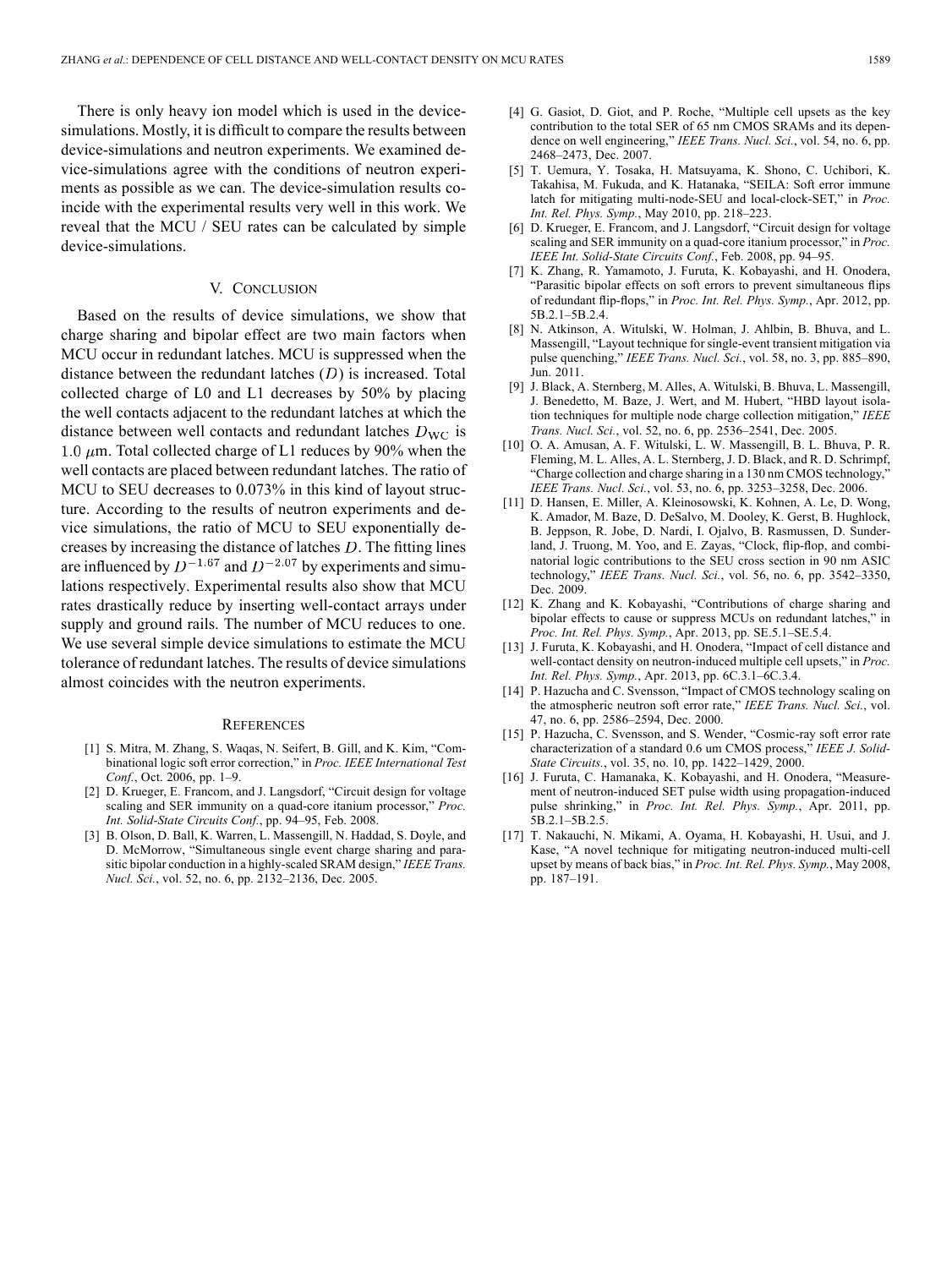There is only heavy ion model which is used in the device-simulations. Mostly, it is difficult to compare the results between device-simulations and neutron experiments. We examined device-simulations agree with the conditions of neutron experiments as possible as we can. The device-simulation results coincide with the experimental results very well in this work. We reveal that the MCU / SEU rates can be calculated by simple device-simulations.

## V. Conclusion

Based on the results of device simulations, we show that charge sharing and bipolar effect are two main factors when MCU occur in redundant latches. MCU is suppressed when the distance between the redundant latches ($D$) is increased. Total collected charge of L0 and L1 decreases by 50% by placing the well contacts adjacent to the redundant latches at which the distance between well contacts and redundant latches $D_{\mathrm{WC}}$ is $1.0\ \mu$m. Total collected charge of L1 reduces by 90% when the well contacts are placed between redundant latches. The ratio of MCU to SEU decreases to 0.073% in this kind of layout structure. According to the results of neutron experiments and device simulations, the ratio of MCU to SEU exponentially decreases by increasing the distance of latches $D$. The fitting lines are influenced by $D^{-1.67}$ and $D^{-2.07}$ by experiments and simulations respectively. Experimental results also show that MCU rates drastically reduce by inserting well-contact arrays under supply and ground rails. The number of MCU reduces to one. We use several simple device simulations to estimate the MCU tolerance of redundant latches. The results of device simulations almost coincides with the neutron experiments.

## References

[1] S. Mitra, M. Zhang, S. Waqas, N. Seifert, B. Gill, and K. Kim, "Combinational logic soft error correction," in *Proc. IEEE International Test Conf.*, Oct. 2006, pp. 1–9.

[2] D. Krueger, E. Francom, and J. Langsdorf, "Circuit design for voltage scaling and SER immunity on a quad-core itanium processor," *Proc. Int. Solid-State Circuits Conf.*, pp. 94–95, Feb. 2008.

[3] B. Olson, D. Ball, K. Warren, L. Massengill, N. Haddad, S. Doyle, and D. McMorrow, "Simultaneous single event charge sharing and parasitic bipolar conduction in a highly-scaled SRAM design," *IEEE Trans. Nucl. Sci.*, vol. 52, no. 6, pp. 2132–2136, Dec. 2005.

[4] G. Gasiot, D. Giot, and P. Roche, "Multiple cell upsets as the key contribution to the total SER of 65 nm CMOS SRAMs and its dependence on well engineering," *IEEE Trans. Nucl. Sci.*, vol. 54, no. 6, pp. 2468–2473, Dec. 2007.

[5] T. Uemura, Y. Tosaka, H. Matsuyama, K. Shono, C. Uchibori, K. Takahisa, M. Fukuda, and K. Hatanaka, "SEILA: Soft error immune latch for mitigating multi-node-SEU and local-clock-SET," in *Proc. Int. Rel. Phys. Symp.*, May 2010, pp. 218–223.

[6] D. Krueger, E. Francom, and J. Langsdorf, "Circuit design for voltage scaling and SER immunity on a quad-core itanium processor," in *Proc. IEEE Int. Solid-State Circuits Conf.*, Feb. 2008, pp. 94–95.

[7] K. Zhang, R. Yamamoto, J. Furuta, K. Kobayashi, and H. Onodera, "Parasitic bipolar effects on soft errors to prevent simultaneous flips of redundant flip-flops," in *Proc. Int. Rel. Phys. Symp.*, Apr. 2012, pp. 5B.2.1–5B.2.4.

[8] N. Atkinson, A. Witulski, W. Holman, J. Ahlbin, B. Bhuva, and L. Massengill, "Layout technique for single-event transient mitigation via pulse quenching," *IEEE Trans. Nucl. Sci.*, vol. 58, no. 3, pp. 885–890, Jun. 2011.

[9] J. Black, A. Sternberg, M. Alles, A. Witulski, B. Bhuva, L. Massengill, J. Benedetto, M. Baze, J. Wert, and M. Hubert, "HBD layout isolation techniques for multiple node charge collection mitigation," *IEEE Trans. Nucl. Sci.*, vol. 52, no. 6, pp. 2536–2541, Dec. 2005.

[10] O. A. Amusan, A. F. Witulski, L. W. Massengill, B. L. Bhuva, P. R. Fleming, M. L. Alles, A. L. Sternberg, J. D. Black, and R. D. Schrimpf, "Charge collection and charge sharing in a 130 nm CMOS technology," *IEEE Trans. Nucl. Sci.*, vol. 53, no. 6, pp. 3253–3258, Dec. 2006.

[11] D. Hansen, E. Miller, A. Kleinosowski, K. Kohnen, A. Le, D. Wong, K. Amador, M. Baze, D. DeSalvo, M. Dooley, K. Gerst, B. Hughlock, B. Jeppson, R. Jobe, D. Nardi, I. Ojalvo, B. Rasmussen, D. Sunderland, J. Truong, M. Yoo, and E. Zayas, "Clock, flip-flop, and combinatorial logic contributions to the SEU cross section in 90 nm ASIC technology," *IEEE Trans. Nucl. Sci.*, vol. 56, no. 6, pp. 3542–3350, Dec. 2009.

[12] K. Zhang and K. Kobayashi, "Contributions of charge sharing and bipolar effects to cause or suppress MCUs on redundant latches," in *Proc. Int. Rel. Phys. Symp.*, Apr. 2013, pp. SE.5.1–SE.5.4.

[13] J. Furuta, K. Kobayashi, and H. Onodera, "Impact of cell distance and well-contact density on neutron-induced multiple cell upsets," in *Proc. Int. Rel. Phys. Symp.*, Apr. 2013, pp. 6C.3.1–6C.3.4.

[14] P. Hazucha and C. Svensson, "Impact of CMOS technology scaling on the atmospheric neutron soft error rate," *IEEE Trans. Nucl. Sci.*, vol. 47, no. 6, pp. 2586–2594, Dec. 2000.

[15] P. Hazucha, C. Svensson, and S. Wender, "Cosmic-ray soft error rate characterization of a standard 0.6 um CMOS process," *IEEE J. Solid-State Circuits.*, vol. 35, no. 10, pp. 1422–1429, 2000.

[16] J. Furuta, C. Hamanaka, K. Kobayashi, and H. Onodera, "Measurement of neutron-induced SET pulse width using propagation-induced pulse shrinking," in *Proc. Int. Rel. Phys. Symp.*, Apr. 2011, pp. 5B.2.1–5B.2.5.

[17] T. Nakauchi, N. Mikami, A. Oyama, H. Kobayashi, H. Usui, and J. Kase, "A novel technique for mitigating neutron-induced multi-cell upset by means of back bias," in *Proc. Int. Rel. Phys. Symp.*, May 2008, pp. 187–191.